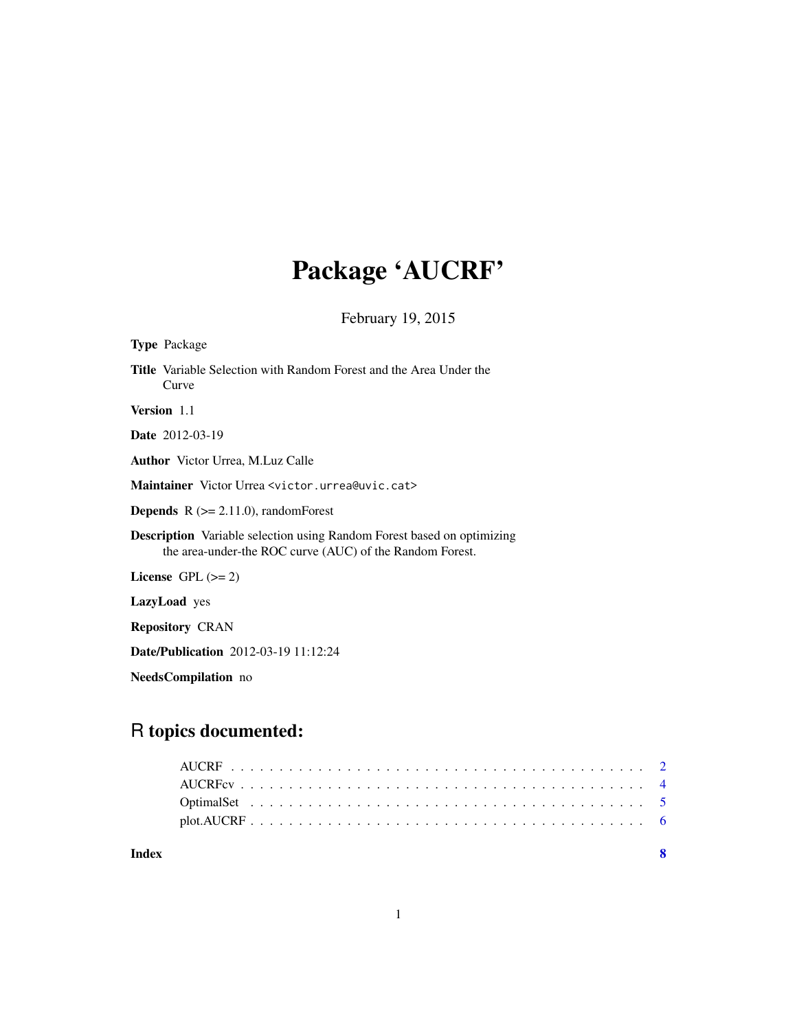# Package 'AUCRF'

February 19, 2015

**Type** Package

**Title** Variable Selection with Random Forest and the Area Under the Curve

**Version** 1.1

**Date** 2012-03-19

**Author** Victor Urrea, M.Luz Calle

**Maintainer** Victor Urrea <victor.urrea@uvic.cat>

**Depends** R (>= 2.11.0), randomForest

**Description** Variable selection using Random Forest based on optimizing the area-under-the ROC curve (AUC) of the Random Forest.

**License** GPL (>= 2)

**LazyLoad** yes

**Repository** CRAN

**Date/Publication** 2012-03-19 11:12:24

**NeedsCompilation** no

## R topics documented:

| | |
|---|---|
| AUCRF | 2 |
| AUCRFcv | 4 |
| OptimalSet | 5 |
| plot.AUCRF | 6 |
| **Index** | **8** |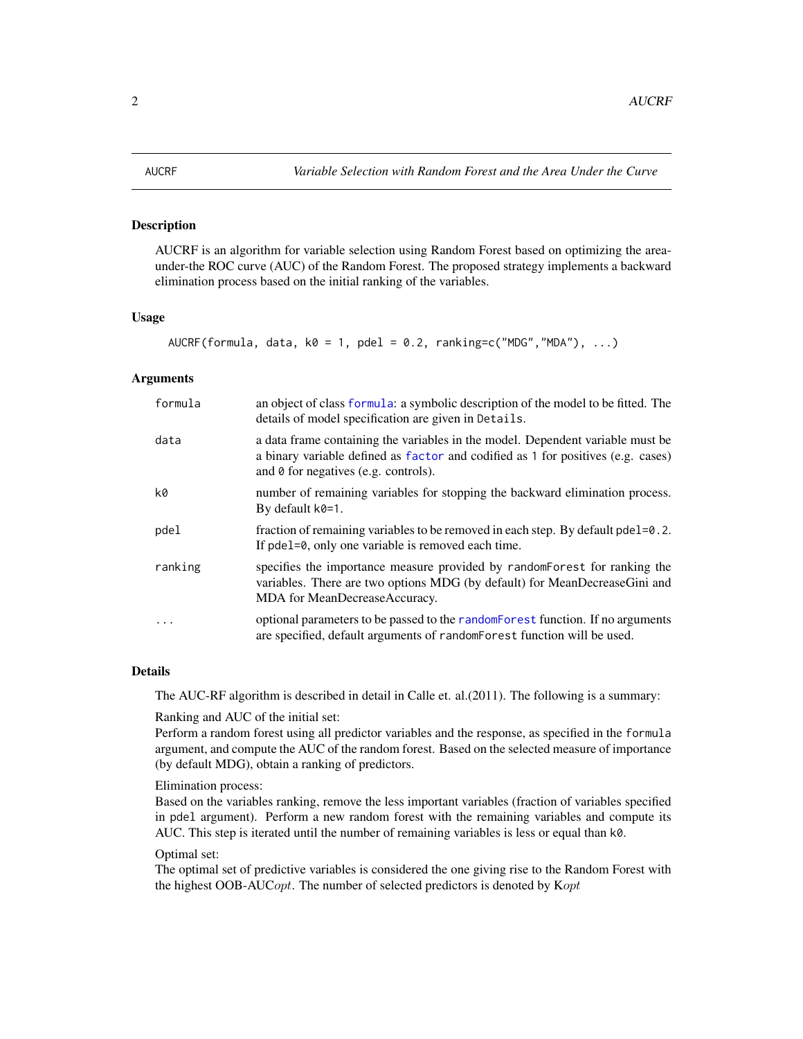## AUCRF — *Variable Selection with Random Forest and the Area Under the Curve*

### Description

AUCRF is an algorithm for variable selection using Random Forest based on optimizing the area-under-the ROC curve (AUC) of the Random Forest. The proposed strategy implements a backward elimination process based on the initial ranking of the variables.

### Usage

```
AUCRF(formula, data, k0 = 1, pdel = 0.2, ranking=c("MDG","MDA"), ...)
```

### Arguments

| | |
|---|---|
| `formula` | an object of class `formula`: a symbolic description of the model to be fitted. The details of model specification are given in `Details`. |
| `data` | a data frame containing the variables in the model. Dependent variable must be a binary variable defined as `factor` and codified as `1` for positives (e.g. cases) and `0` for negatives (e.g. controls). |
| `k0` | number of remaining variables for stopping the backward elimination process. By default `k0=1`. |
| `pdel` | fraction of remaining variables to be removed in each step. By default `pdel=0.2`. If `pdel=0`, only one variable is removed each time. |
| `ranking` | specifies the importance measure provided by `randomForest` for ranking the variables. There are two options MDG (by default) for MeanDecreaseGini and MDA for MeanDecreaseAccuracy. |
| `...` | optional parameters to be passed to the `randomForest` function. If no arguments are specified, default arguments of `randomForest` function will be used. |

### Details

The AUC-RF algorithm is described in detail in Calle et. al.(2011). The following is a summary:

Ranking and AUC of the initial set:
Perform a random forest using all predictor variables and the response, as specified in the `formula` argument, and compute the AUC of the random forest. Based on the selected measure of importance (by default MDG), obtain a ranking of predictors.

Elimination process:
Based on the variables ranking, remove the less important variables (fraction of variables specified in `pdel` argument). Perform a new random forest with the remaining variables and compute its AUC. This step is iterated until the number of remaining variables is less or equal than `k0`.

Optimal set:
The optimal set of predictive variables is considered the one giving rise to the Random Forest with the highest OOB-AUC$opt$. The number of selected predictors is denoted by K$opt$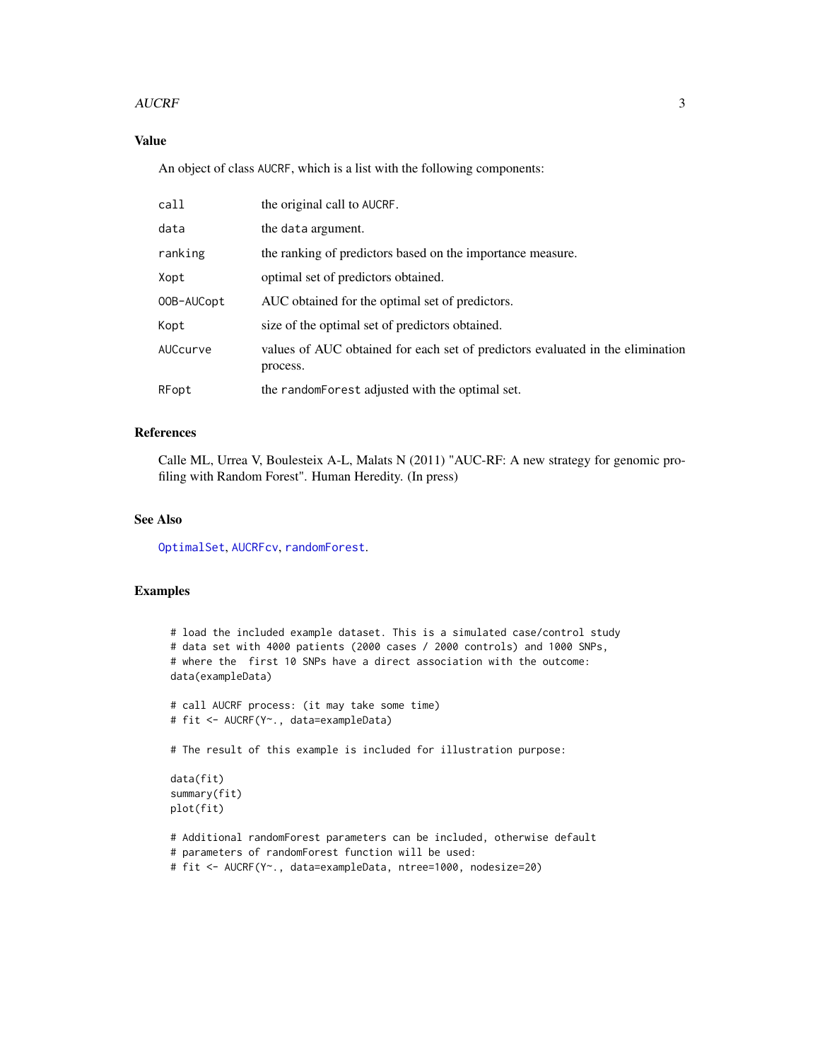## Value

An object of class AUCRF, which is a list with the following components:

| | |
|---|---|
| call | the original call to AUCRF. |
| data | the data argument. |
| ranking | the ranking of predictors based on the importance measure. |
| Xopt | optimal set of predictors obtained. |
| OOB-AUCopt | AUC obtained for the optimal set of predictors. |
| Kopt | size of the optimal set of predictors obtained. |
| AUCcurve | values of AUC obtained for each set of predictors evaluated in the elimination process. |
| RFopt | the randomForest adjusted with the optimal set. |

## References

Calle ML, Urrea V, Boulesteix A-L, Malats N (2011) "AUC-RF: A new strategy for genomic profiling with Random Forest". Human Heredity. (In press)

## See Also

OptimalSet, AUCRFcv, randomForest.

## Examples

```
# load the included example dataset. This is a simulated case/control study
# data set with 4000 patients (2000 cases / 2000 controls) and 1000 SNPs,
# where the  first 10 SNPs have a direct association with the outcome:
data(exampleData)

# call AUCRF process: (it may take some time)
# fit <- AUCRF(Y~., data=exampleData)

# The result of this example is included for illustration purpose:

data(fit)
summary(fit)
plot(fit)

# Additional randomForest parameters can be included, otherwise default
# parameters of randomForest function will be used:
# fit <- AUCRF(Y~., data=exampleData, ntree=1000, nodesize=20)
```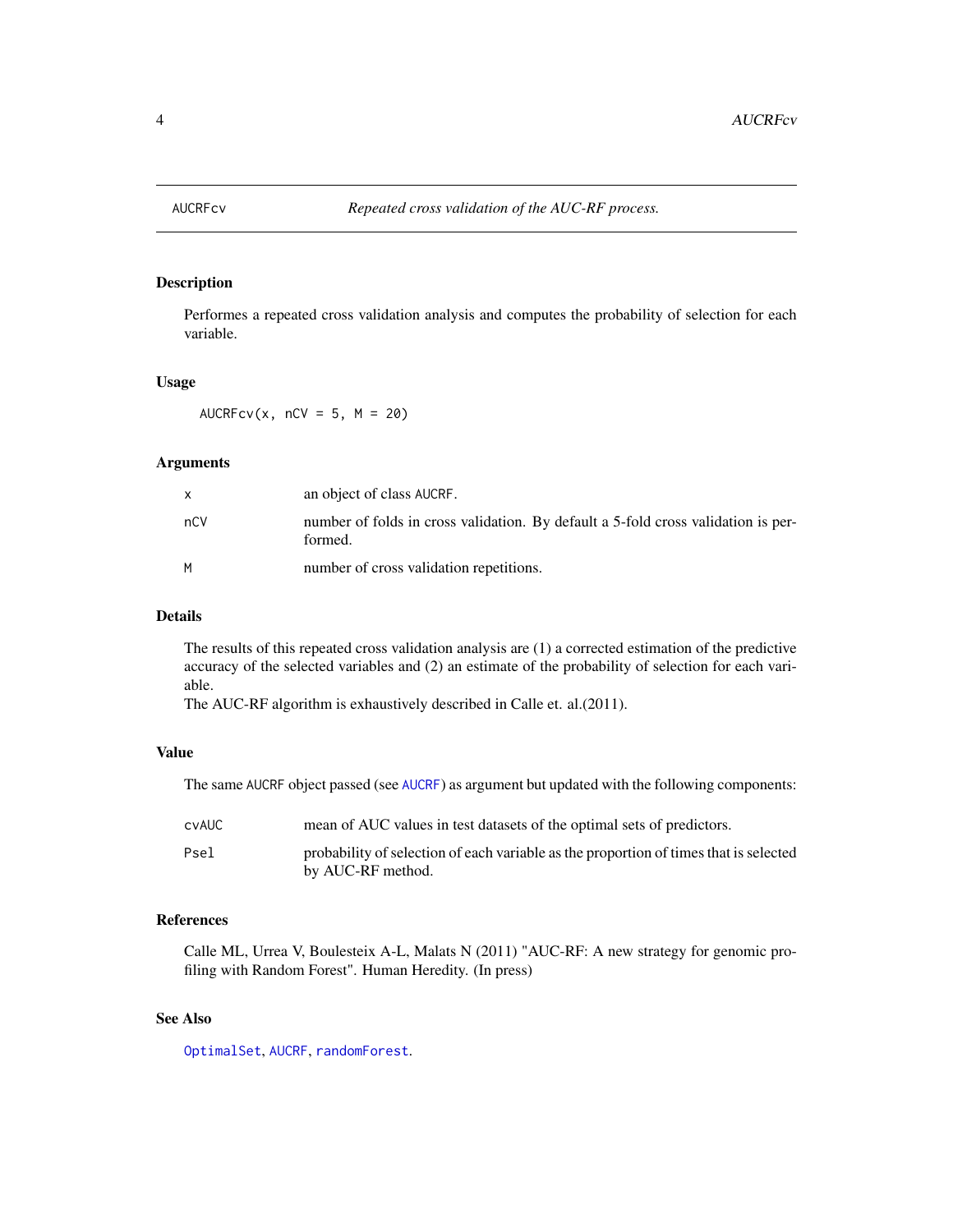AUCRFcv *Repeated cross validation of the AUC-RF process.*

## Description

Performes a repeated cross validation analysis and computes the probability of selection for each variable.

## Usage

```
AUCRFcv(x, nCV = 5, M = 20)
```

## Arguments

| | |
|---|---|
| x | an object of class AUCRF. |
| nCV | number of folds in cross validation. By default a 5-fold cross validation is performed. |
| M | number of cross validation repetitions. |

## Details

The results of this repeated cross validation analysis are (1) a corrected estimation of the predictive accuracy of the selected variables and (2) an estimate of the probability of selection for each variable.
The AUC-RF algorithm is exhaustively described in Calle et. al.(2011).

## Value

The same AUCRF object passed (see AUCRF) as argument but updated with the following components:

| | |
|---|---|
| cvAUC | mean of AUC values in test datasets of the optimal sets of predictors. |
| Psel | probability of selection of each variable as the proportion of times that is selected by AUC-RF method. |

## References

Calle ML, Urrea V, Boulesteix A-L, Malats N (2011) "AUC-RF: A new strategy for genomic profiling with Random Forest". Human Heredity. (In press)

## See Also

OptimalSet, AUCRF, randomForest.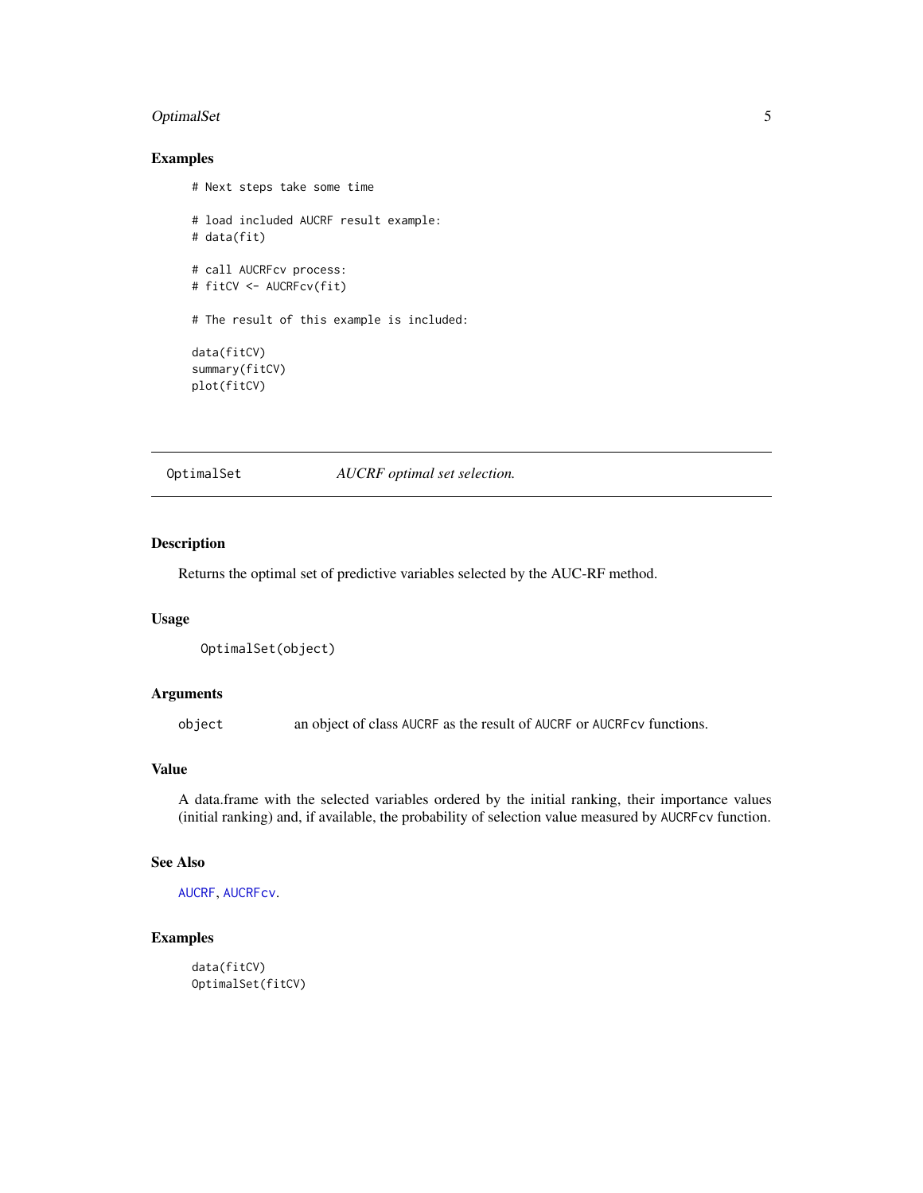### Examples

```
# Next steps take some time

# load included AUCRF result example:
# data(fit)

# call AUCRFcv process:
# fitCV <- AUCRFcv(fit)

# The result of this example is included:

data(fitCV)
summary(fitCV)
plot(fitCV)
```

---

## OptimalSet *AUCRF optimal set selection.*

---

### Description

Returns the optimal set of predictive variables selected by the AUC-RF method.

### Usage

```
OptimalSet(object)
```

### Arguments

| | |
|---|---|
| object | an object of class AUCRF as the result of AUCRF or AUCRFcv functions. |

### Value

A data.frame with the selected variables ordered by the initial ranking, their importance values (initial ranking) and, if available, the probability of selection value measured by AUCRFcv function.

### See Also

AUCRF, AUCRFcv.

### Examples

```
data(fitCV)
OptimalSet(fitCV)
```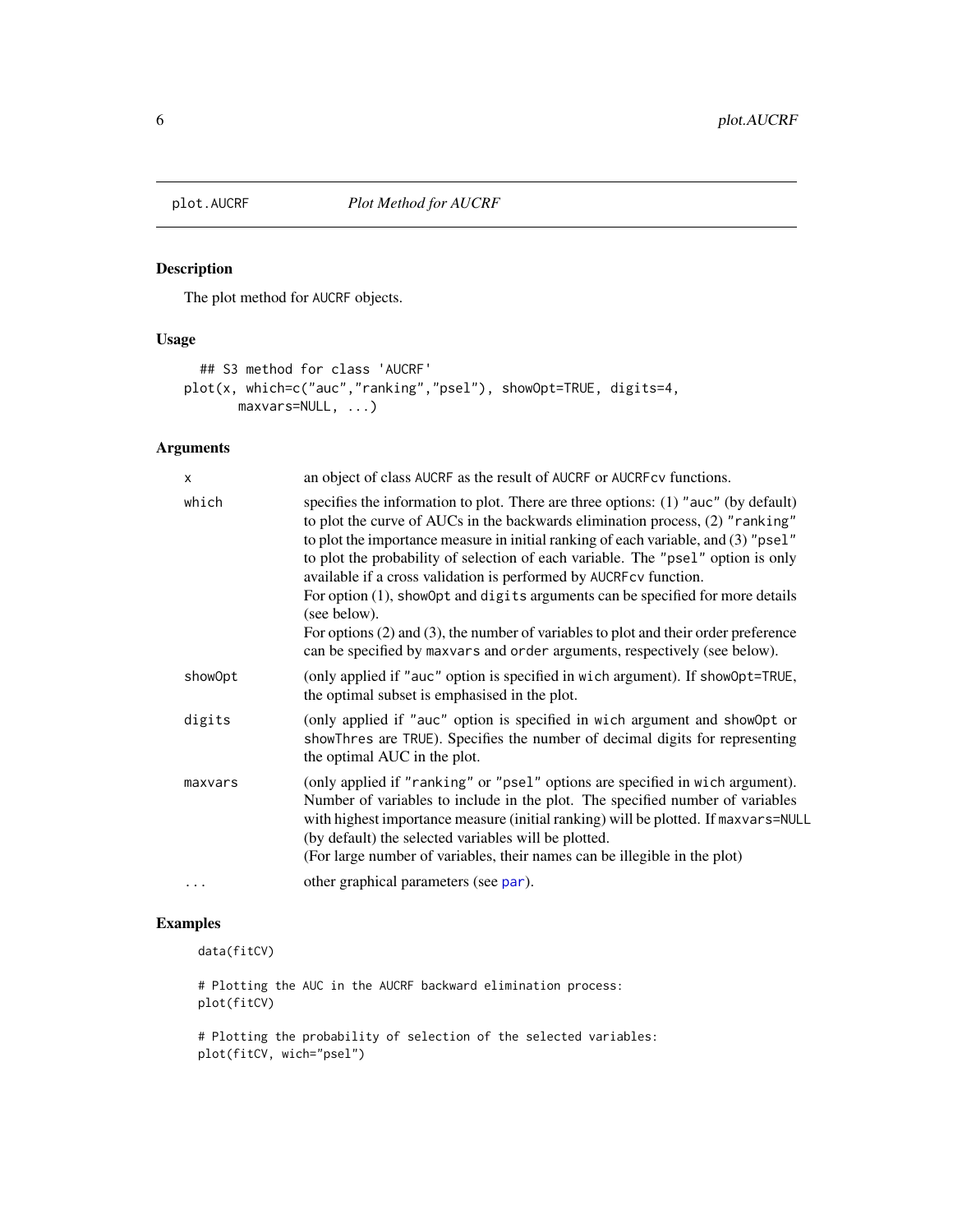# plot.AUCRF — *Plot Method for AUCRF*

## Description

The plot method for AUCRF objects.

## Usage

```
## S3 method for class 'AUCRF'
plot(x, which=c("auc","ranking","psel"), showOpt=TRUE, digits=4,
      maxvars=NULL, ...)
```

## Arguments

| | |
|---|---|
| x | an object of class AUCRF as the result of AUCRF or AUCRFcv functions. |
| which | specifies the information to plot. There are three options: (1) "auc" (by default) to plot the curve of AUCs in the backwards elimination process, (2) "ranking" to plot the importance measure in initial ranking of each variable, and (3) "psel" to plot the probability of selection of each variable. The "psel" option is only available if a cross validation is performed by AUCRFcv function.<br>For option (1), showOpt and digits arguments can be specified for more details (see below).<br>For options (2) and (3), the number of variables to plot and their order preference can be specified by maxvars and order arguments, respectively (see below). |
| showOpt | (only applied if "auc" option is specified in wich argument). If showOpt=TRUE, the optimal subset is emphasised in the plot. |
| digits | (only applied if "auc" option is specified in wich argument and showOpt or showThres are TRUE). Specifies the number of decimal digits for representing the optimal AUC in the plot. |
| maxvars | (only applied if "ranking" or "psel" options are specified in wich argument). Number of variables to include in the plot. The specified number of variables with highest importance measure (initial ranking) will be plotted. If maxvars=NULL (by default) the selected variables will be plotted.<br>(For large number of variables, their names can be illegible in the plot) |
| ... | other graphical parameters (see par). |

## Examples

```
data(fitCV)

# Plotting the AUC in the AUCRF backward elimination process:
plot(fitCV)

# Plotting the probability of selection of the selected variables:
plot(fitCV, wich="psel")
```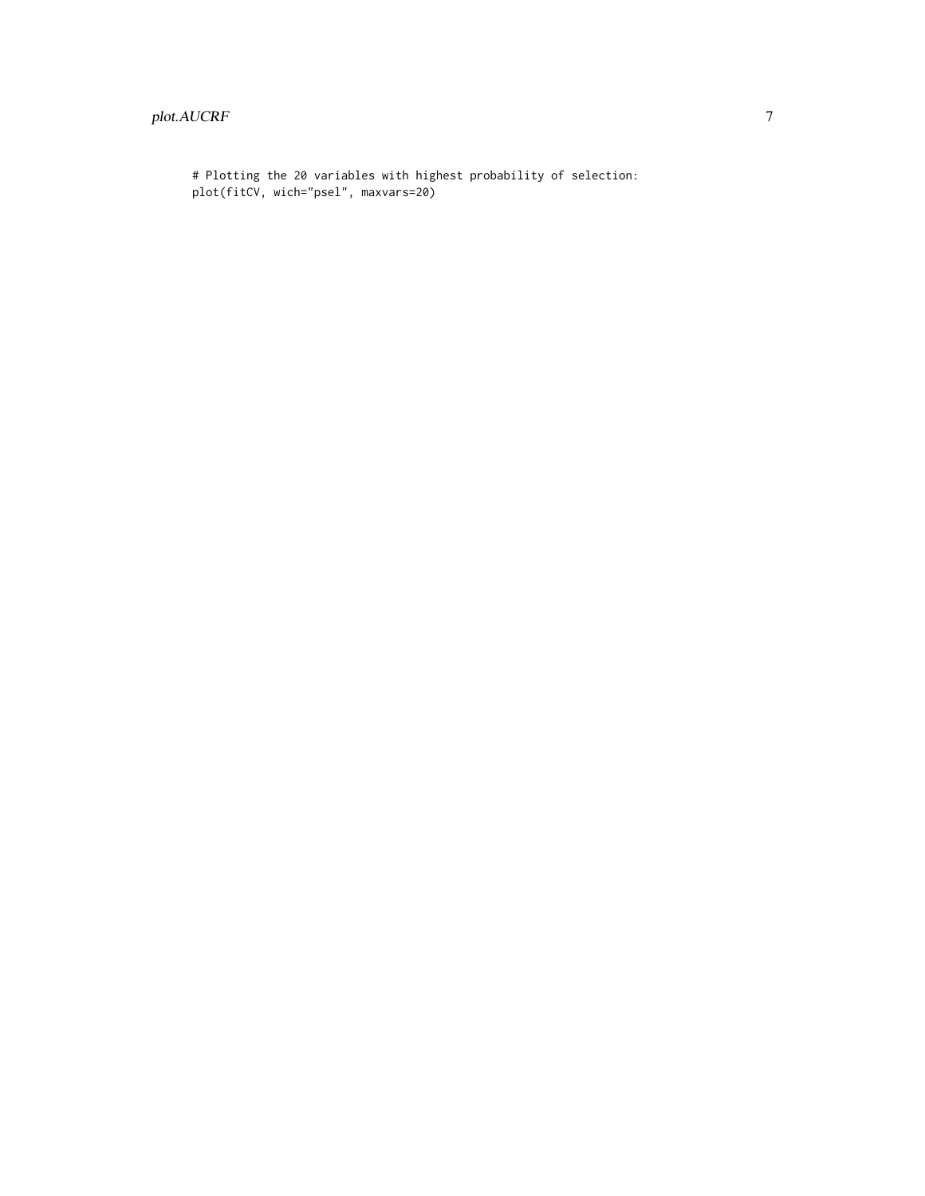```
# Plotting the 20 variables with highest probability of selection:
plot(fitCV, wich="psel", maxvars=20)
```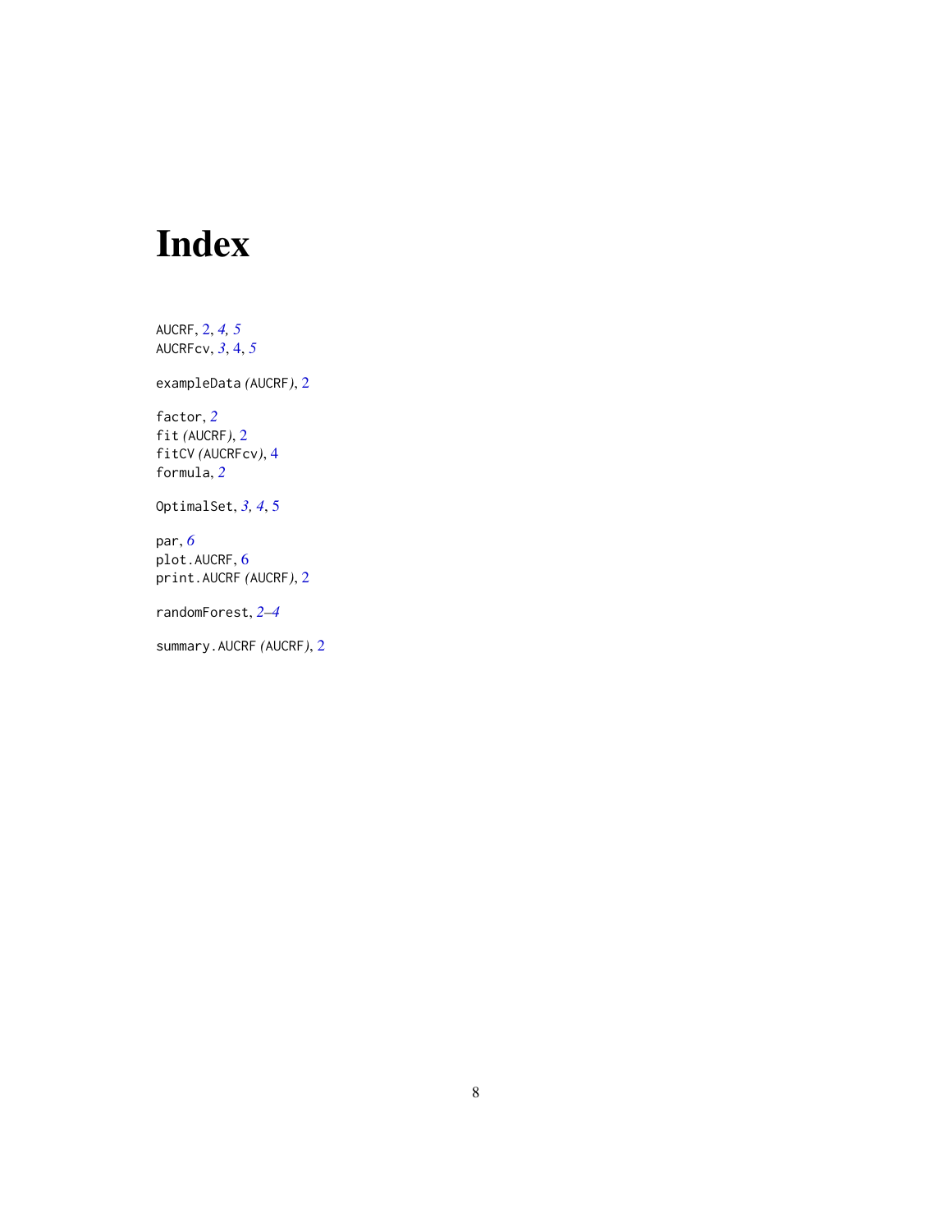# Index

AUCRF, 2, *4, 5*
AUCRFcv, *3*, 4, *5*

exampleData *(*AUCRF*)*, 2

factor, *2*
fit *(*AUCRF*)*, 2
fitCV *(*AUCRFcv*)*, 4
formula, *2*

OptimalSet, *3, 4*, 5

par, *6*
plot.AUCRF, 6
print.AUCRF *(*AUCRF*)*, 2

randomForest, *2–4*

summary.AUCRF *(*AUCRF*)*, 2